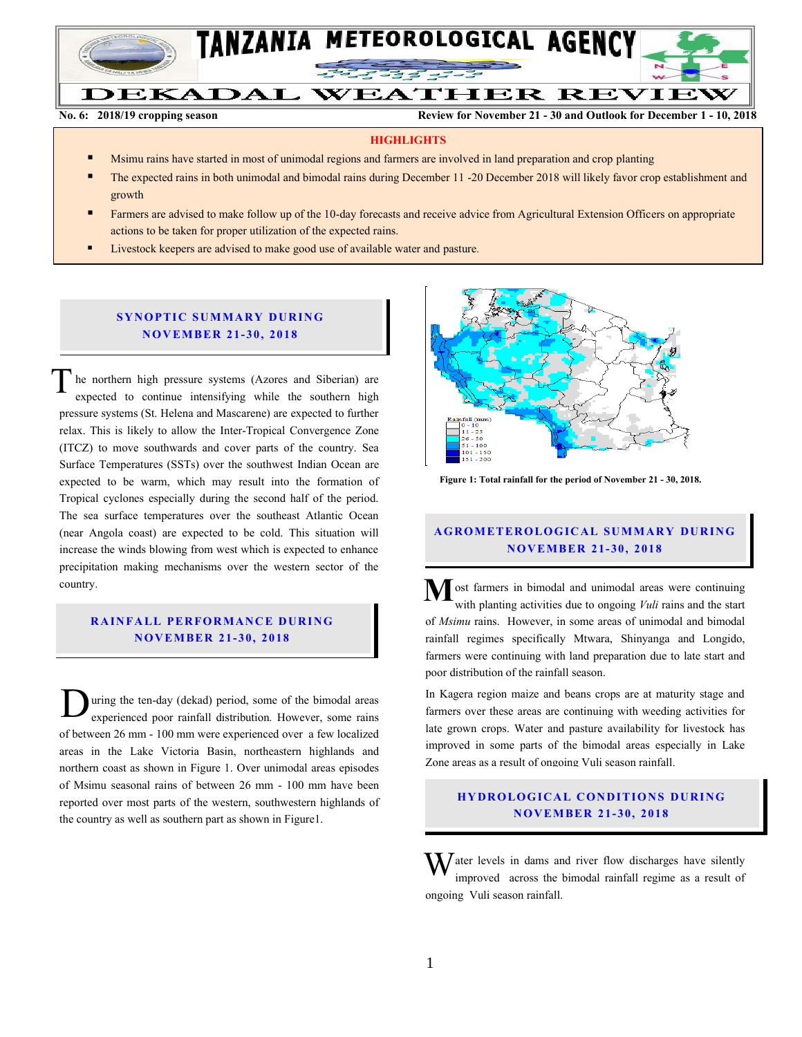# TANZANIA METEOROLOGICAL AGENCY

## DEKADAL WEATHER REVIEW

**No. 6: 2018/19 cropping season** **Review for November 21 - 30, 2018 and Outlook for December 1 - 10, 2018**

**HIGHLIGHTS**

- Msimu rains have started in most of unimodal regions and farmers are involved in land preparation and crop planting
- The expected rains in both unimodal and bimodal rains during December 11 -20 December 2018 will likely favor crop establishment and growth
- Farmers are advised to make follow up of the 10-day forecasts and receive advice from Agricultural Extension Officers on appropriate actions to be taken for proper utilization of the expected rains.
- Livestock keepers are advised to make good use of available water and pasture.

### SYNOPTIC SUMMARY DURING NOVEMBER 21-30, 2018

The northern high pressure systems (Azores and Siberian) are expected to continue intensifying while the southern high pressure systems (St. Helena and Mascarene) are expected to further relax. This is likely to allow the Inter-Tropical Convergence Zone (ITCZ) to move southwards and cover parts of the country. Sea Surface Temperatures (SSTs) over the southwest Indian Ocean are expected to be warm, which may result into the formation of Tropical cyclones especially during the second half of the period. The sea surface temperatures over the southeast Atlantic Ocean (near Angola coast) are expected to be cold. This situation will increase the winds blowing from west which is expected to enhance precipitation making mechanisms over the western sector of the country.

### RAINFALL PERFORMANCE DURING NOVEMBER 21-30, 2018

During the ten-day (dekad) period, some of the bimodal areas experienced poor rainfall distribution. However, some rains of between 26 mm - 100 mm were experienced over a few localized areas in the Lake Victoria Basin, northeastern highlands and northern coast as shown in Figure 1. Over unimodal areas episodes of Msimu seasonal rains of between 26 mm - 100 mm have been reported over most parts of the western, southwestern highlands of the country as well as southern part as shown in Figure1.

Rainfall (mm): 0 - 10; 11 - 25; 26 - 50; 51 - 100; 101 - 150; 151 - 200

**Figure 1: Total rainfall for the period of November 21 - 30, 2018.**

### AGROMETEROLOGICAL SUMMARY DURING NOVEMBER 21-30, 2018

Most farmers in bimodal and unimodal areas were continuing with planting activities due to ongoing *Vuli* rains and the start of *Msimu* rains. However, in some areas of unimodal and bimodal rainfall regimes specifically Mtwara, Shinyanga and Longido, farmers were continuing with land preparation due to late start and poor distribution of the rainfall season.

In Kagera region maize and beans crops are at maturity stage and farmers over these areas are continuing with weeding activities for late grown crops. Water and pasture availability for livestock has improved in some parts of the bimodal areas especially in Lake Zone areas as a result of ongoing Vuli season rainfall.

### HYDROLOGICAL CONDITIONS DURING NOVEMBER 21-30, 2018

Water levels in dams and river flow discharges have silently improved across the bimodal rainfall regime as a result of ongoing Vuli season rainfall.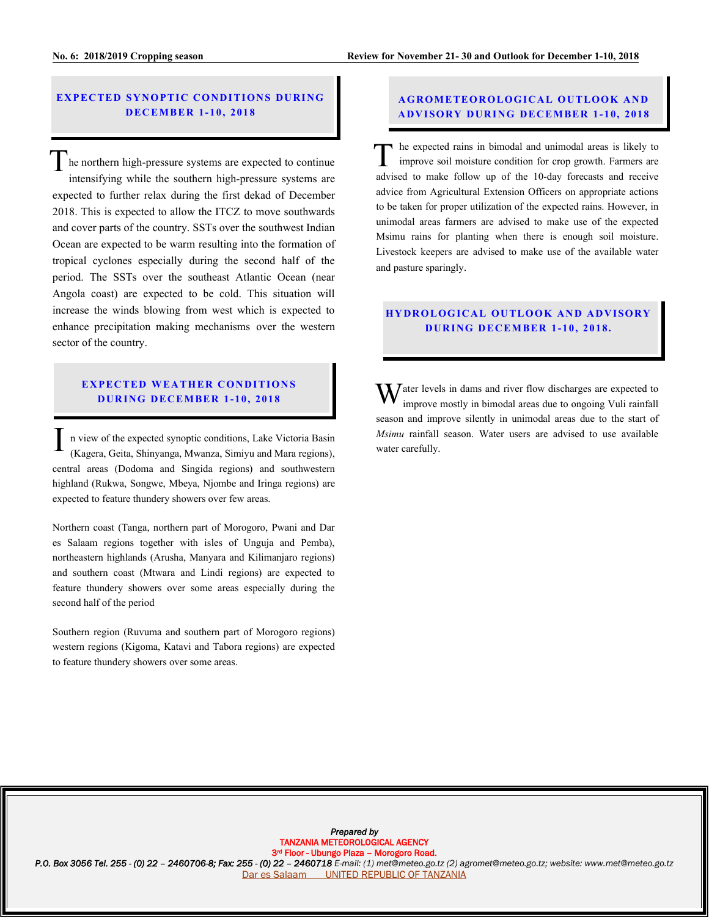## EXPECTED SYNOPTIC CONDITIONS DURING DECEMBER 1-10, 2018

The northern high-pressure systems are expected to continue intensifying while the southern high-pressure systems are expected to further relax during the first dekad of December 2018. This is expected to allow the ITCZ to move southwards and cover parts of the country. SSTs over the southwest Indian Ocean are expected to be warm resulting into the formation of tropical cyclones especially during the second half of the period. The SSTs over the southeast Atlantic Ocean (near Angola coast) are expected to be cold. This situation will increase the winds blowing from west which is expected to enhance precipitation making mechanisms over the western sector of the country.

## EXPECTED WEATHER CONDITIONS DURING DECEMBER 1-10, 2018

In view of the expected synoptic conditions, Lake Victoria Basin (Kagera, Geita, Shinyanga, Mwanza, Simiyu and Mara regions), central areas (Dodoma and Singida regions) and southwestern highland (Rukwa, Songwe, Mbeya, Njombe and Iringa regions) are expected to feature thundery showers over few areas.

Northern coast (Tanga, northern part of Morogoro, Pwani and Dar es Salaam regions together with isles of Unguja and Pemba), northeastern highlands (Arusha, Manyara and Kilimanjaro regions) and southern coast (Mtwara and Lindi regions) are expected to feature thundery showers over some areas especially during the second half of the period

Southern region (Ruvuma and southern part of Morogoro regions) western regions (Kigoma, Katavi and Tabora regions) are expected to feature thundery showers over some areas.

## AGROMETEOROLOGICAL OUTLOOK AND ADVISORY DURING DECEMBER 1-10, 2018

The expected rains in bimodal and unimodal areas is likely to improve soil moisture condition for crop growth. Farmers are advised to make follow up of the 10-day forecasts and receive advice from Agricultural Extension Officers on appropriate actions to be taken for proper utilization of the expected rains. However, in unimodal areas farmers are advised to make use of the expected Msimu rains for planting when there is enough soil moisture. Livestock keepers are advised to make use of the available water and pasture sparingly.

## HYDROLOGICAL OUTLOOK AND ADVISORY DURING DECEMBER 1-10, 2018.

Water levels in dams and river flow discharges are expected to improve mostly in bimodal areas due to ongoing Vuli rainfall season and improve silently in unimodal areas due to the start of *Msimu* rainfall season. Water users are advised to use available water carefully.

*Prepared by*
TANZANIA METEOROLOGICAL AGENCY
3rd Floor - Ubungo Plaza – Morogoro Road.
*P.O. Box 3056 Tel. 255 - (0) 22 – 2460706-8; Fax: 255 - (0) 22 – 2460718 E-mail: (1) met@meteo.go.tz (2) agromet@meteo.go.tz; website: www.met@meteo.go.tz*
Dar es Salaam UNITED REPUBLIC OF TANZANIA